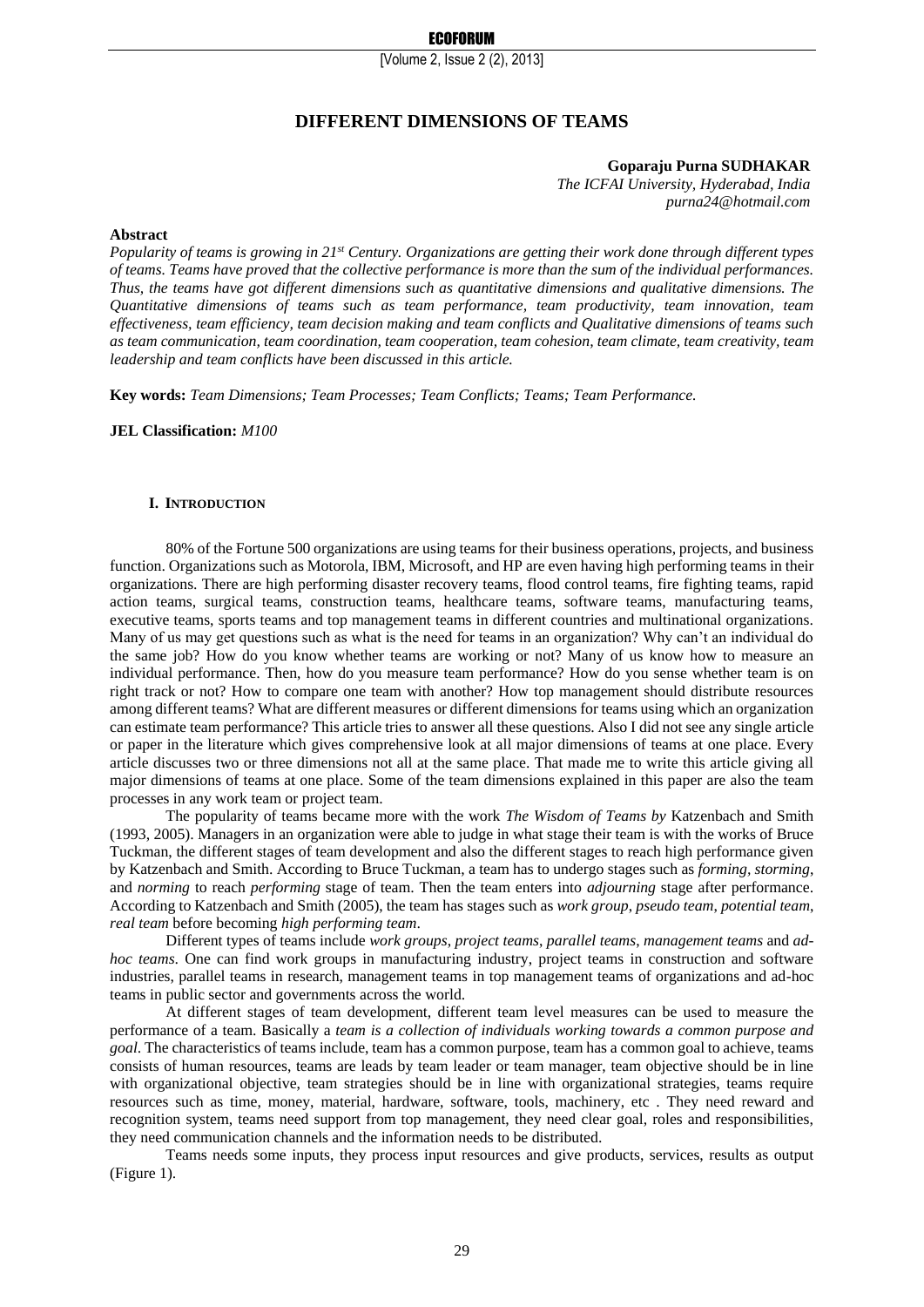# DIFFERENT DIMENSIONS OF TEAMS

**Goparaju Purna SUDHAKAR**
*The ICFAI University, Hyderabad, India*
*purna24@hotmail.com*

**Abstract**

*Popularity of teams is growing in 21st Century. Organizations are getting their work done through different types of teams. Teams have proved that the collective performance is more than the sum of the individual performances. Thus, the teams have got different dimensions such as quantitative dimensions and qualitative dimensions. The Quantitative dimensions of teams such as team performance, team productivity, team innovation, team effectiveness, team efficiency, team decision making and team conflicts and Qualitative dimensions of teams such as team communication, team coordination, team cooperation, team cohesion, team climate, team creativity, team leadership and team conflicts have been discussed in this article.*

**Key words:** *Team Dimensions; Team Processes; Team Conflicts; Teams; Team Performance.*

**JEL Classification:** *M100*

## I. INTRODUCTION

80% of the Fortune 500 organizations are using teams for their business operations, projects, and business function. Organizations such as Motorola, IBM, Microsoft, and HP are even having high performing teams in their organizations. There are high performing disaster recovery teams, flood control teams, fire fighting teams, rapid action teams, surgical teams, construction teams, healthcare teams, software teams, manufacturing teams, executive teams, sports teams and top management teams in different countries and multinational organizations. Many of us may get questions such as what is the need for teams in an organization? Why can't an individual do the same job? How do you know whether teams are working or not? Many of us know how to measure an individual performance. Then, how do you measure team performance? How do you sense whether team is on right track or not? How to compare one team with another? How top management should distribute resources among different teams? What are different measures or different dimensions for teams using which an organization can estimate team performance? This article tries to answer all these questions. Also I did not see any single article or paper in the literature which gives comprehensive look at all major dimensions of teams at one place. Every article discusses two or three dimensions not all at the same place. That made me to write this article giving all major dimensions of teams at one place. Some of the team dimensions explained in this paper are also the team processes in any work team or project team.

The popularity of teams became more with the work *The Wisdom of Teams by* Katzenbach and Smith (1993, 2005). Managers in an organization were able to judge in what stage their team is with the works of Bruce Tuckman, the different stages of team development and also the different stages to reach high performance given by Katzenbach and Smith. According to Bruce Tuckman, a team has to undergo stages such as *forming*, *storming*, and *norming* to reach *performing* stage of team. Then the team enters into *adjourning* stage after performance. According to Katzenbach and Smith (2005), the team has stages such as *work group*, *pseudo team*, *potential team*, *real team* before becoming *high performing team*.

Different types of teams include *work groups*, *project teams*, *parallel teams*, *management teams* and *ad-hoc teams*. One can find work groups in manufacturing industry, project teams in construction and software industries, parallel teams in research, management teams in top management teams of organizations and ad-hoc teams in public sector and governments across the world.

At different stages of team development, different team level measures can be used to measure the performance of a team. Basically a *team is a collection of individuals working towards a common purpose and goal*. The characteristics of teams include, team has a common purpose, team has a common goal to achieve, teams consists of human resources, teams are leads by team leader or team manager, team objective should be in line with organizational objective, team strategies should be in line with organizational strategies, teams require resources such as time, money, material, hardware, software, tools, machinery, etc . They need reward and recognition system, teams need support from top management, they need clear goal, roles and responsibilities, they need communication channels and the information needs to be distributed.

Teams needs some inputs, they process input resources and give products, services, results as output (Figure 1).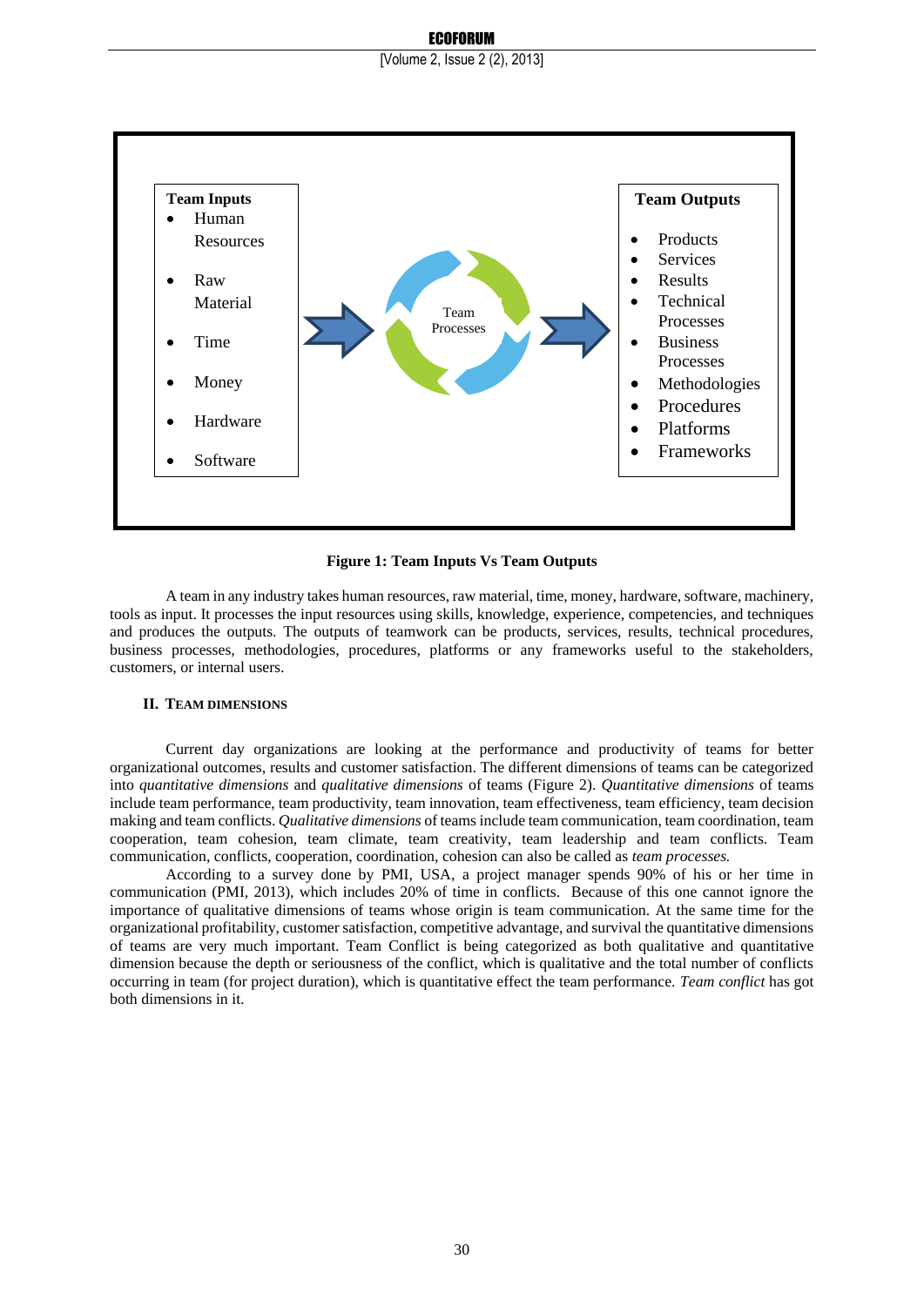**Team Inputs**

- Human Resources
- Raw Material
- Time
- Money
- Hardware
- Software

Team Processes

**Team Outputs**

- Products
- Services
- Results
- Technical Processes
- Business Processes
- Methodologies
- Procedures
- Platforms
- Frameworks

**Figure 1: Team Inputs Vs Team Outputs**

A team in any industry takes human resources, raw material, time, money, hardware, software, machinery, tools as input. It processes the input resources using skills, knowledge, experience, competencies, and techniques and produces the outputs. The outputs of teamwork can be products, services, results, technical procedures, business processes, methodologies, procedures, platforms or any frameworks useful to the stakeholders, customers, or internal users.

## II. TEAM DIMENSIONS

Current day organizations are looking at the performance and productivity of teams for better organizational outcomes, results and customer satisfaction. The different dimensions of teams can be categorized into *quantitative dimensions* and *qualitative dimensions* of teams (Figure 2). *Quantitative dimensions* of teams include team performance, team productivity, team innovation, team effectiveness, team efficiency, team decision making and team conflicts. *Qualitative dimensions* of teams include team communication, team coordination, team cooperation, team cohesion, team climate, team creativity, team leadership and team conflicts. Team communication, conflicts, cooperation, coordination, cohesion can also be called as *team processes.*

According to a survey done by PMI, USA, a project manager spends 90% of his or her time in communication (PMI, 2013), which includes 20% of time in conflicts. Because of this one cannot ignore the importance of qualitative dimensions of teams whose origin is team communication. At the same time for the organizational profitability, customer satisfaction, competitive advantage, and survival the quantitative dimensions of teams are very much important. Team Conflict is being categorized as both qualitative and quantitative dimension because the depth or seriousness of the conflict, which is qualitative and the total number of conflicts occurring in team (for project duration), which is quantitative effect the team performance. *Team conflict* has got both dimensions in it.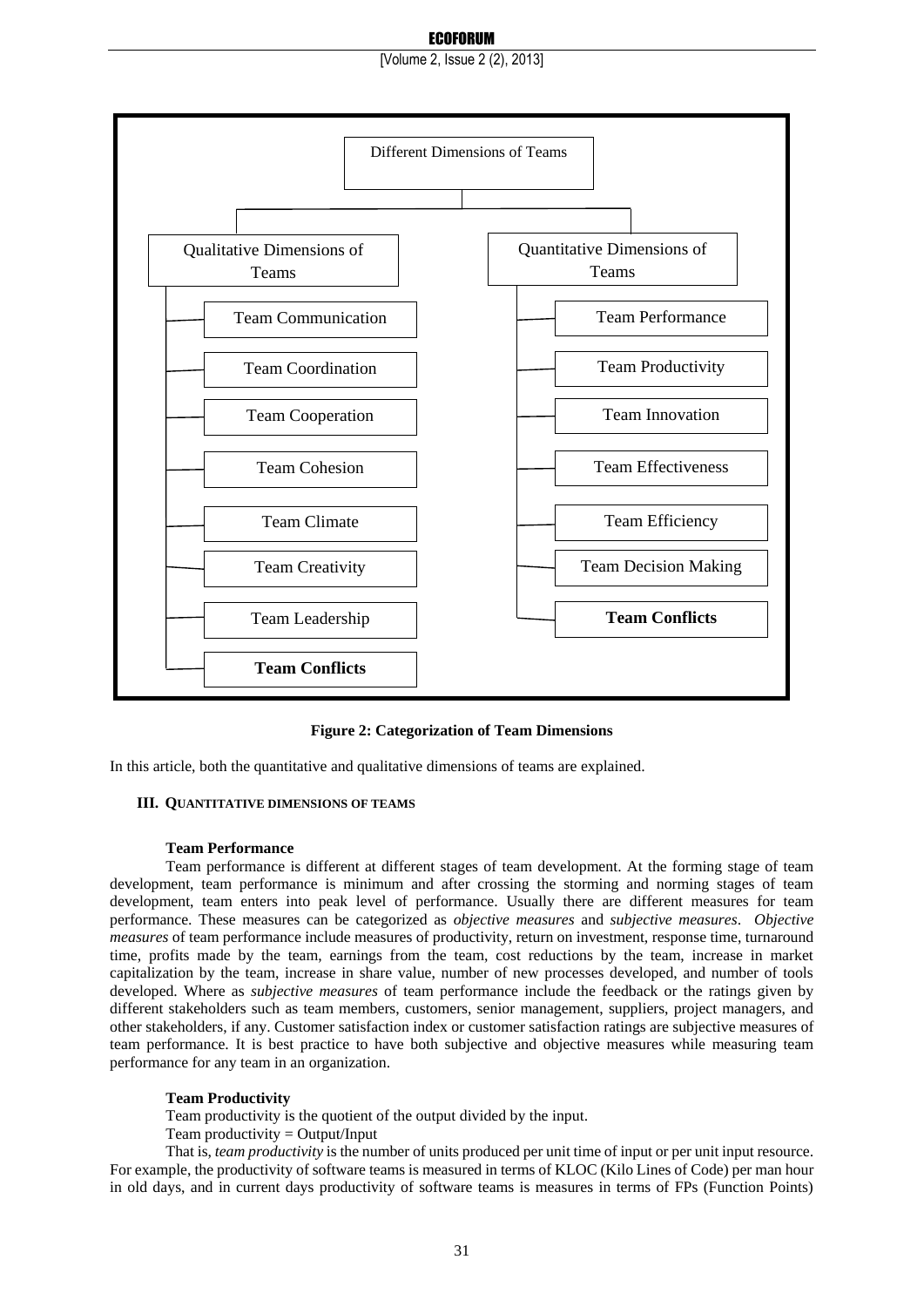Different Dimensions of Teams

- Qualitative Dimensions of Teams
  - Team Communication
  - Team Coordination
  - Team Cooperation
  - Team Cohesion
  - Team Climate
  - Team Creativity
  - Team Leadership
  - **Team Conflicts**
- Quantitative Dimensions of Teams
  - Team Performance
  - Team Productivity
  - Team Innovation
  - Team Effectiveness
  - Team Efficiency
  - Team Decision Making
  - **Team Conflicts**

**Figure 2: Categorization of Team Dimensions**

In this article, both the quantitative and qualitative dimensions of teams are explained.

## III. QUANTITATIVE DIMENSIONS OF TEAMS

### Team Performance

Team performance is different at different stages of team development. At the forming stage of team development, team performance is minimum and after crossing the storming and norming stages of team development, team enters into peak level of performance. Usually there are different measures for team performance. These measures can be categorized as *objective measures* and *subjective measures*. *Objective measures* of team performance include measures of productivity, return on investment, response time, turnaround time, profits made by the team, earnings from the team, cost reductions by the team, increase in market capitalization by the team, increase in share value, number of new processes developed, and number of tools developed. Where as *subjective measures* of team performance include the feedback or the ratings given by different stakeholders such as team members, customers, senior management, suppliers, project managers, and other stakeholders, if any. Customer satisfaction index or customer satisfaction ratings are subjective measures of team performance. It is best practice to have both subjective and objective measures while measuring team performance for any team in an organization.

### Team Productivity

Team productivity is the quotient of the output divided by the input.

Team productivity = Output/Input

That is, *team productivity* is the number of units produced per unit time of input or per unit input resource. For example, the productivity of software teams is measured in terms of KLOC (Kilo Lines of Code) per man hour in old days, and in current days productivity of software teams is measures in terms of FPs (Function Points)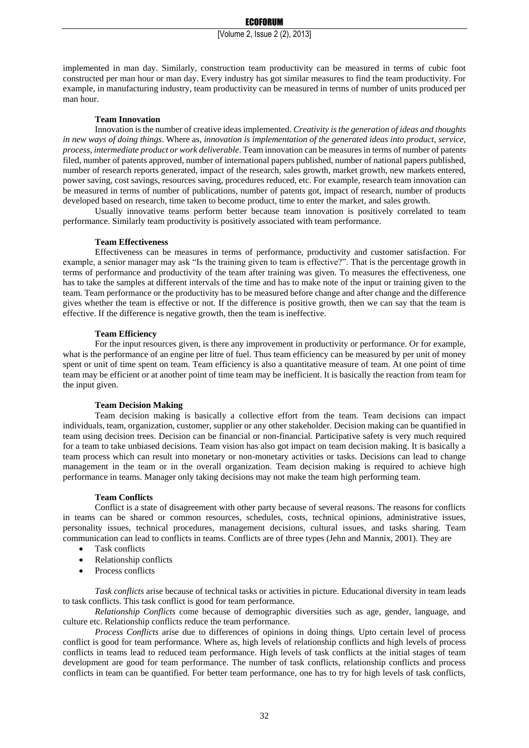implemented in man day. Similarly, construction team productivity can be measured in terms of cubic foot constructed per man hour or man day. Every industry has got similar measures to find the team productivity. For example, in manufacturing industry, team productivity can be measured in terms of number of units produced per man hour.

### Team Innovation

Innovation is the number of creative ideas implemented. *Creativity is the generation of ideas and thoughts in new ways of doing things*. Where as, *innovation is implementation of the generated ideas into product, service, process, intermediate product or work deliverable*. Team innovation can be measures in terms of number of patents filed, number of patents approved, number of international papers published, number of national papers published, number of research reports generated, impact of the research, sales growth, market growth, new markets entered, power saving, cost savings, resources saving, procedures reduced, etc. For example, research team innovation can be measured in terms of number of publications, number of patents got, impact of research, number of products developed based on research, time taken to become product, time to enter the market, and sales growth.

Usually innovative teams perform better because team innovation is positively correlated to team performance. Similarly team productivity is positively associated with team performance.

### Team Effectiveness

Effectiveness can be measures in terms of performance, productivity and customer satisfaction. For example, a senior manager may ask "Is the training given to team is effective?". That is the percentage growth in terms of performance and productivity of the team after training was given. To measures the effectiveness, one has to take the samples at different intervals of the time and has to make note of the input or training given to the team. Team performance or the productivity has to be measured before change and after change and the difference gives whether the team is effective or not. If the difference is positive growth, then we can say that the team is effective. If the difference is negative growth, then the team is ineffective.

### Team Efficiency

For the input resources given, is there any improvement in productivity or performance. Or for example, what is the performance of an engine per litre of fuel. Thus team efficiency can be measured by per unit of money spent or unit of time spent on team. Team efficiency is also a quantitative measure of team. At one point of time team may be efficient or at another point of time team may be inefficient. It is basically the reaction from team for the input given.

### Team Decision Making

Team decision making is basically a collective effort from the team. Team decisions can impact individuals, team, organization, customer, supplier or any other stakeholder. Decision making can be quantified in team using decision trees. Decision can be financial or non-financial. Participative safety is very much required for a team to take unbiased decisions. Team vision has also got impact on team decision making. It is basically a team process which can result into monetary or non-monetary activities or tasks. Decisions can lead to change management in the team or in the overall organization. Team decision making is required to achieve high performance in teams. Manager only taking decisions may not make the team high performing team.

### Team Conflicts

Conflict is a state of disagreement with other party because of several reasons. The reasons for conflicts in teams can be shared or common resources, schedules, costs, technical opinions, administrative issues, personality issues, technical procedures, management decisions, cultural issues, and tasks sharing. Team communication can lead to conflicts in teams. Conflicts are of three types (Jehn and Mannix, 2001). They are

- Task conflicts
- Relationship conflicts
- Process conflicts

*Task conflicts* arise because of technical tasks or activities in picture. Educational diversity in team leads to task conflicts. This task conflict is good for team performance.

*Relationship Conflicts* come because of demographic diversities such as age, gender, language, and culture etc. Relationship conflicts reduce the team performance.

*Process Conflicts* arise due to differences of opinions in doing things. Upto certain level of process conflict is good for team performance. Where as, high levels of relationship conflicts and high levels of process conflicts in teams lead to reduced team performance. High levels of task conflicts at the initial stages of team development are good for team performance. The number of task conflicts, relationship conflicts and process conflicts in team can be quantified. For better team performance, one has to try for high levels of task conflicts,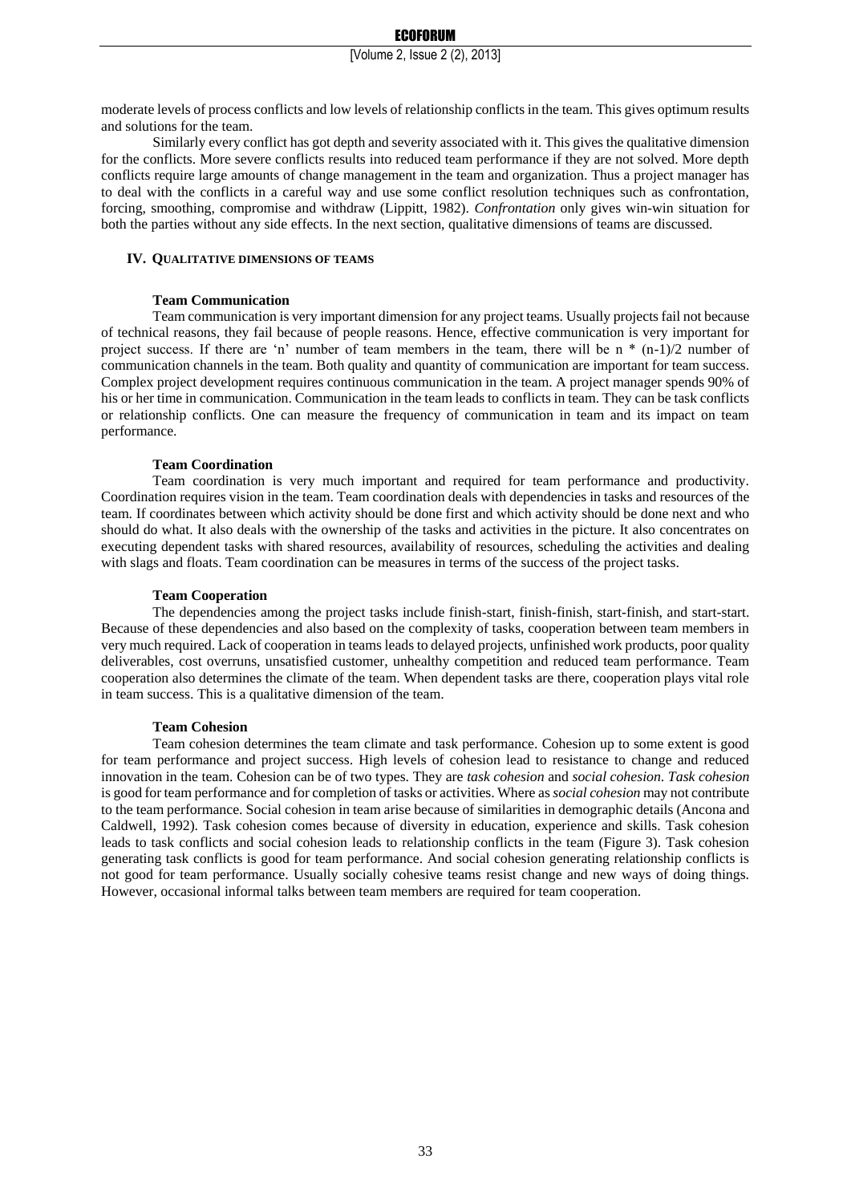moderate levels of process conflicts and low levels of relationship conflicts in the team. This gives optimum results and solutions for the team.

Similarly every conflict has got depth and severity associated with it. This gives the qualitative dimension for the conflicts. More severe conflicts results into reduced team performance if they are not solved. More depth conflicts require large amounts of change management in the team and organization. Thus a project manager has to deal with the conflicts in a careful way and use some conflict resolution techniques such as confrontation, forcing, smoothing, compromise and withdraw (Lippitt, 1982). *Confrontation* only gives win-win situation for both the parties without any side effects. In the next section, qualitative dimensions of teams are discussed.

## IV. QUALITATIVE DIMENSIONS OF TEAMS

### Team Communication

Team communication is very important dimension for any project teams. Usually projects fail not because of technical reasons, they fail because of people reasons. Hence, effective communication is very important for project success. If there are 'n' number of team members in the team, there will be $n * (n-1)/2$ number of communication channels in the team. Both quality and quantity of communication are important for team success. Complex project development requires continuous communication in the team. A project manager spends 90% of his or her time in communication. Communication in the team leads to conflicts in team. They can be task conflicts or relationship conflicts. One can measure the frequency of communication in team and its impact on team performance.

### Team Coordination

Team coordination is very much important and required for team performance and productivity. Coordination requires vision in the team. Team coordination deals with dependencies in tasks and resources of the team. If coordinates between which activity should be done first and which activity should be done next and who should do what. It also deals with the ownership of the tasks and activities in the picture. It also concentrates on executing dependent tasks with shared resources, availability of resources, scheduling the activities and dealing with slags and floats. Team coordination can be measures in terms of the success of the project tasks.

### Team Cooperation

The dependencies among the project tasks include finish-start, finish-finish, start-finish, and start-start. Because of these dependencies and also based on the complexity of tasks, cooperation between team members in very much required. Lack of cooperation in teams leads to delayed projects, unfinished work products, poor quality deliverables, cost overruns, unsatisfied customer, unhealthy competition and reduced team performance. Team cooperation also determines the climate of the team. When dependent tasks are there, cooperation plays vital role in team success. This is a qualitative dimension of the team.

### Team Cohesion

Team cohesion determines the team climate and task performance. Cohesion up to some extent is good for team performance and project success. High levels of cohesion lead to resistance to change and reduced innovation in the team. Cohesion can be of two types. They are *task cohesion* and *social cohesion*. *Task cohesion* is good for team performance and for completion of tasks or activities. Where as *social cohesion* may not contribute to the team performance. Social cohesion in team arise because of similarities in demographic details (Ancona and Caldwell, 1992). Task cohesion comes because of diversity in education, experience and skills. Task cohesion leads to task conflicts and social cohesion leads to relationship conflicts in the team (Figure 3). Task cohesion generating task conflicts is good for team performance. And social cohesion generating relationship conflicts is not good for team performance. Usually socially cohesive teams resist change and new ways of doing things. However, occasional informal talks between team members are required for team cooperation.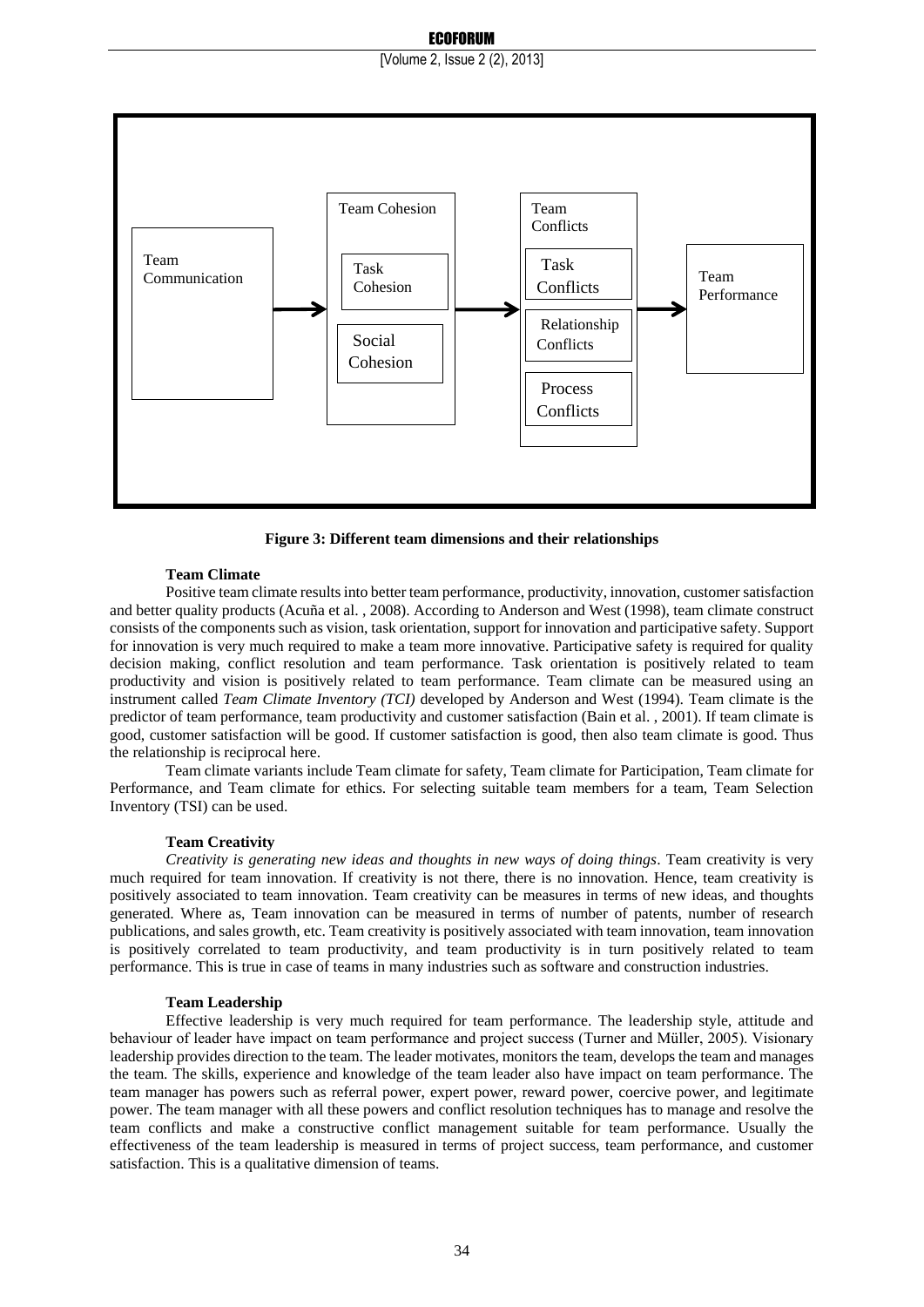Team Communication → Team Cohesion (Task Cohesion, Social Cohesion) → Team Conflicts (Task Conflicts, Relationship Conflicts, Process Conflicts) → Team Performance

**Figure 3: Different team dimensions and their relationships**

**Team Climate**

Positive team climate results into better team performance, productivity, innovation, customer satisfaction and better quality products (Acuña et al. , 2008). According to Anderson and West (1998), team climate construct consists of the components such as vision, task orientation, support for innovation and participative safety. Support for innovation is very much required to make a team more innovative. Participative safety is required for quality decision making, conflict resolution and team performance. Task orientation is positively related to team productivity and vision is positively related to team performance. Team climate can be measured using an instrument called *Team Climate Inventory (TCI)* developed by Anderson and West (1994). Team climate is the predictor of team performance, team productivity and customer satisfaction (Bain et al. , 2001). If team climate is good, customer satisfaction will be good. If customer satisfaction is good, then also team climate is good. Thus the relationship is reciprocal here.

Team climate variants include Team climate for safety, Team climate for Participation, Team climate for Performance, and Team climate for ethics. For selecting suitable team members for a team, Team Selection Inventory (TSI) can be used.

**Team Creativity**

*Creativity is generating new ideas and thoughts in new ways of doing things*. Team creativity is very much required for team innovation. If creativity is not there, there is no innovation. Hence, team creativity is positively associated to team innovation. Team creativity can be measures in terms of new ideas, and thoughts generated. Where as, Team innovation can be measured in terms of number of patents, number of research publications, and sales growth, etc. Team creativity is positively associated with team innovation, team innovation is positively correlated to team productivity, and team productivity is in turn positively related to team performance. This is true in case of teams in many industries such as software and construction industries.

**Team Leadership**

Effective leadership is very much required for team performance. The leadership style, attitude and behaviour of leader have impact on team performance and project success (Turner and Müller, 2005). Visionary leadership provides direction to the team. The leader motivates, monitors the team, develops the team and manages the team. The skills, experience and knowledge of the team leader also have impact on team performance. The team manager has powers such as referral power, expert power, reward power, coercive power, and legitimate power. The team manager with all these powers and conflict resolution techniques has to manage and resolve the team conflicts and make a constructive conflict management suitable for team performance. Usually the effectiveness of the team leadership is measured in terms of project success, team performance, and customer satisfaction. This is a qualitative dimension of teams.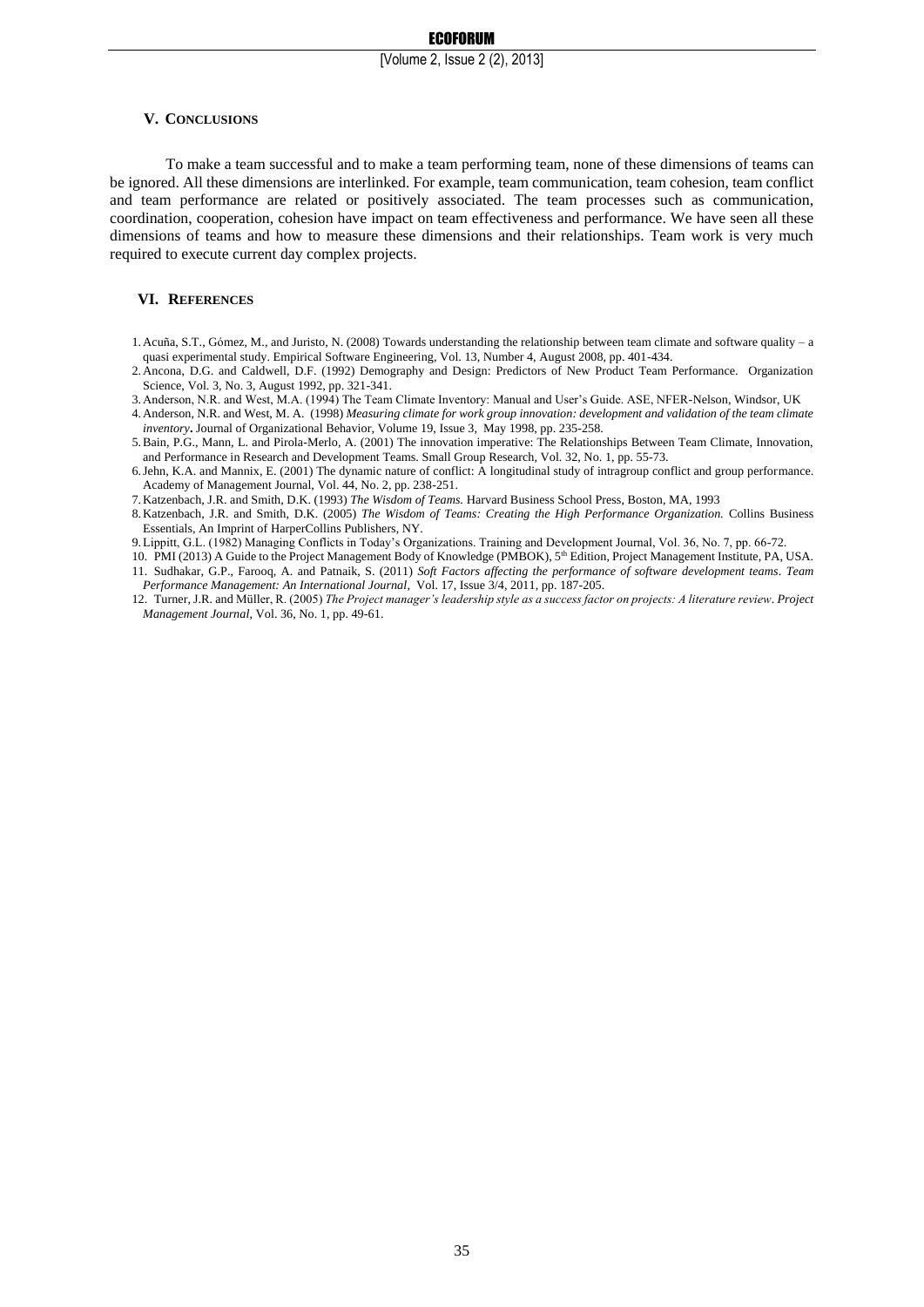## V. Conclusions

To make a team successful and to make a team performing team, none of these dimensions of teams can be ignored. All these dimensions are interlinked. For example, team communication, team cohesion, team conflict and team performance are related or positively associated. The team processes such as communication, coordination, cooperation, cohesion have impact on team effectiveness and performance. We have seen all these dimensions of teams and how to measure these dimensions and their relationships. Team work is very much required to execute current day complex projects.

## VI. References

1. Acuña, S.T., Gómez, M., and Juristo, N. (2008) Towards understanding the relationship between team climate and software quality – a quasi experimental study. Empirical Software Engineering, Vol. 13, Number 4, August 2008, pp. 401-434.
2. Ancona, D.G. and Caldwell, D.F. (1992) Demography and Design: Predictors of New Product Team Performance. Organization Science, Vol. 3, No. 3, August 1992, pp. 321-341.
3. Anderson, N.R. and West, M.A. (1994) The Team Climate Inventory: Manual and User's Guide. ASE, NFER-Nelson, Windsor, UK
4. Anderson, N.R. and West, M. A. (1998) *Measuring climate for work group innovation: development and validation of the team climate inventory***.** Journal of Organizational Behavior, Volume 19, Issue 3, May 1998, pp. 235-258.
5. Bain, P.G., Mann, L. and Pirola-Merlo, A. (2001) The innovation imperative: The Relationships Between Team Climate, Innovation, and Performance in Research and Development Teams. Small Group Research, Vol. 32, No. 1, pp. 55-73.
6. Jehn, K.A. and Mannix, E. (2001) The dynamic nature of conflict: A longitudinal study of intragroup conflict and group performance. Academy of Management Journal, Vol. 44, No. 2, pp. 238-251.
7. Katzenbach, J.R. and Smith, D.K. (1993) *The Wisdom of Teams.* Harvard Business School Press, Boston, MA, 1993
8. Katzenbach, J.R. and Smith, D.K. (2005) *The Wisdom of Teams: Creating the High Performance Organization.* Collins Business Essentials, An Imprint of HarperCollins Publishers, NY.
9. Lippitt, G.L. (1982) Managing Conflicts in Today's Organizations. Training and Development Journal, Vol. 36, No. 7, pp. 66-72.
10. PMI (2013) A Guide to the Project Management Body of Knowledge (PMBOK), 5th Edition, Project Management Institute, PA, USA.
11. Sudhakar, G.P., Farooq, A. and Patnaik, S. (2011) *Soft Factors affecting the performance of software development teams*. *Team Performance Management: An International Journal*, Vol. 17, Issue 3/4, 2011, pp. 187-205.
12. Turner, J.R. and Müller, R. (2005) *The Project manager's leadership style as a success factor on projects: A literature review*. *Project Management Journal*, Vol. 36, No. 1, pp. 49-61.